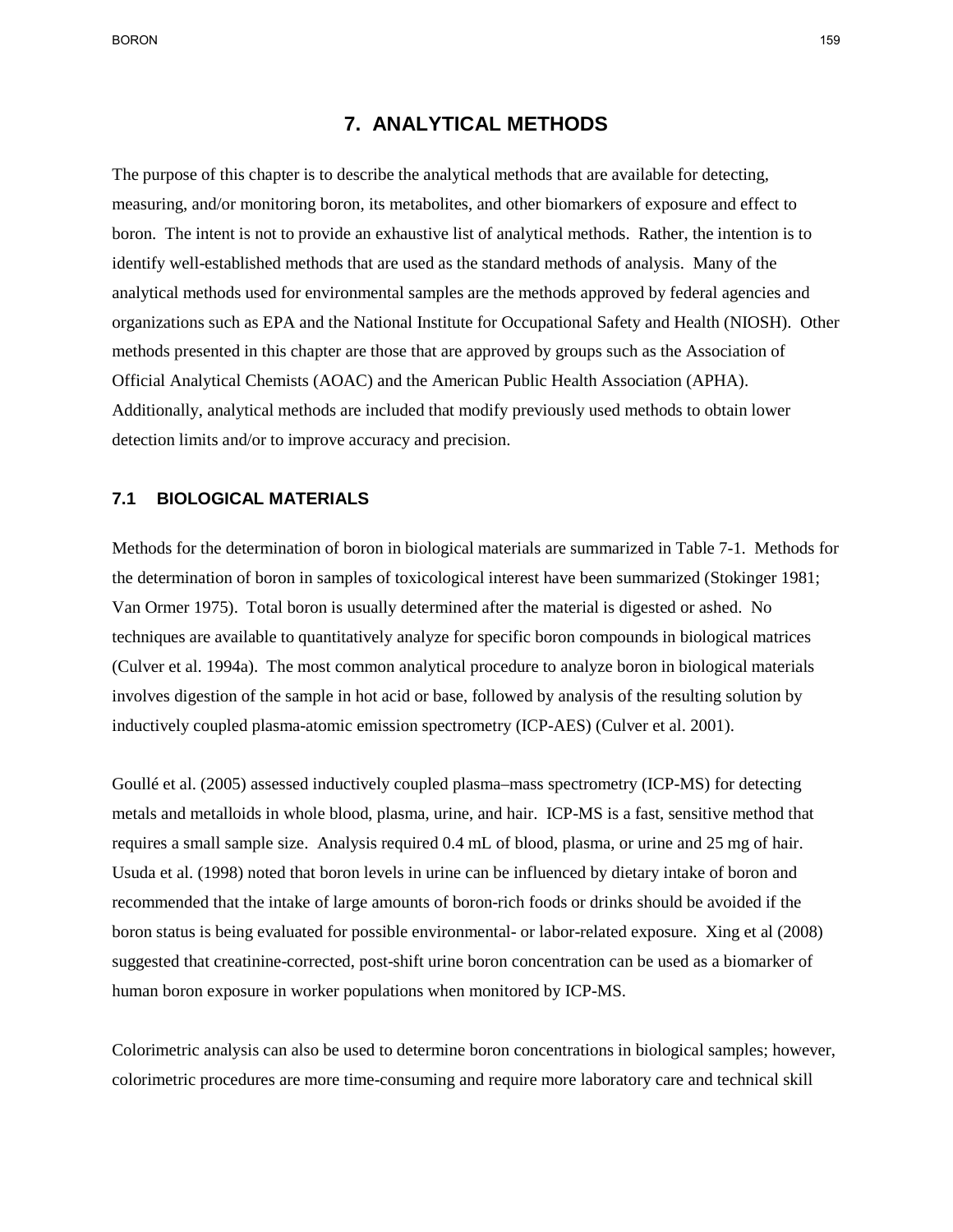# 7. ANALYTICAL METHODS

The purpose of this chapter is to describe the analytical methods that are available for detecting, measuring, and/or monitoring boron, its metabolites, and other biomarkers of exposure and effect to boron. The intent is not to provide an exhaustive list of analytical methods. Rather, the intention is to identify well-established methods that are used as the standard methods of analysis. Many of the analytical methods used for environmental samples are the methods approved by federal agencies and organizations such as EPA and the National Institute for Occupational Safety and Health (NIOSH). Other methods presented in this chapter are those that are approved by groups such as the Association of Official Analytical Chemists (AOAC) and the American Public Health Association (APHA). Additionally, analytical methods are included that modify previously used methods to obtain lower detection limits and/or to improve accuracy and precision.

## 7.1 BIOLOGICAL MATERIALS

Methods for the determination of boron in biological materials are summarized in Table 7-1. Methods for the determination of boron in samples of toxicological interest have been summarized (Stokinger 1981; Van Ormer 1975). Total boron is usually determined after the material is digested or ashed. No techniques are available to quantitatively analyze for specific boron compounds in biological matrices (Culver et al. 1994a). The most common analytical procedure to analyze boron in biological materials involves digestion of the sample in hot acid or base, followed by analysis of the resulting solution by inductively coupled plasma-atomic emission spectrometry (ICP-AES) (Culver et al. 2001).

Goullé et al. (2005) assessed inductively coupled plasma–mass spectrometry (ICP-MS) for detecting metals and metalloids in whole blood, plasma, urine, and hair. ICP-MS is a fast, sensitive method that requires a small sample size. Analysis required 0.4 mL of blood, plasma, or urine and 25 mg of hair. Usuda et al. (1998) noted that boron levels in urine can be influenced by dietary intake of boron and recommended that the intake of large amounts of boron-rich foods or drinks should be avoided if the boron status is being evaluated for possible environmental- or labor-related exposure. Xing et al (2008) suggested that creatinine-corrected, post-shift urine boron concentration can be used as a biomarker of human boron exposure in worker populations when monitored by ICP-MS.

Colorimetric analysis can also be used to determine boron concentrations in biological samples; however, colorimetric procedures are more time-consuming and require more laboratory care and technical skill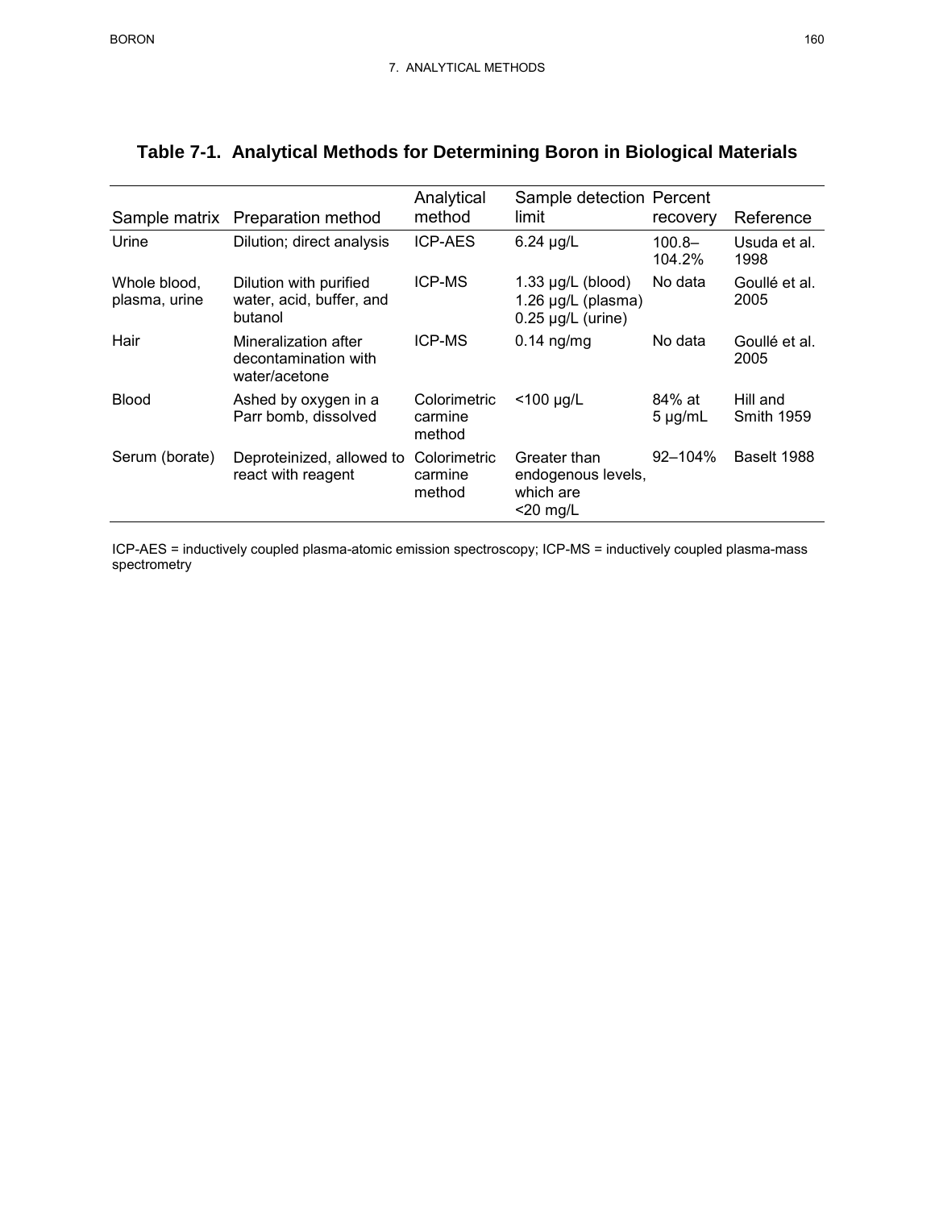## Table 7-1. Analytical Methods for Determining Boron in Biological Materials

| Sample matrix | Preparation method | Analytical method | Sample detection limit | Percent recovery | Reference |
|---|---|---|---|---|---|
| Urine | Dilution; direct analysis | ICP-AES | 6.24 μg/L | 100.8–104.2% | Usuda et al. 1998 |
| Whole blood, plasma, urine | Dilution with purified water, acid, buffer, and butanol | ICP-MS | 1.33 μg/L (blood) 1.26 μg/L (plasma) 0.25 μg/L (urine) | No data | Goullé et al. 2005 |
| Hair | Mineralization after decontamination with water/acetone | ICP-MS | 0.14 ng/mg | No data | Goullé et al. 2005 |
| Blood | Ashed by oxygen in a Parr bomb, dissolved | Colorimetric carmine method | <100 μg/L | 84% at 5 μg/mL | Hill and Smith 1959 |
| Serum (borate) | Deproteinized, allowed to react with reagent | Colorimetric carmine method | Greater than endogenous levels, which are <20 mg/L | 92–104% | Baselt 1988 |

ICP-AES = inductively coupled plasma-atomic emission spectroscopy; ICP-MS = inductively coupled plasma-mass spectrometry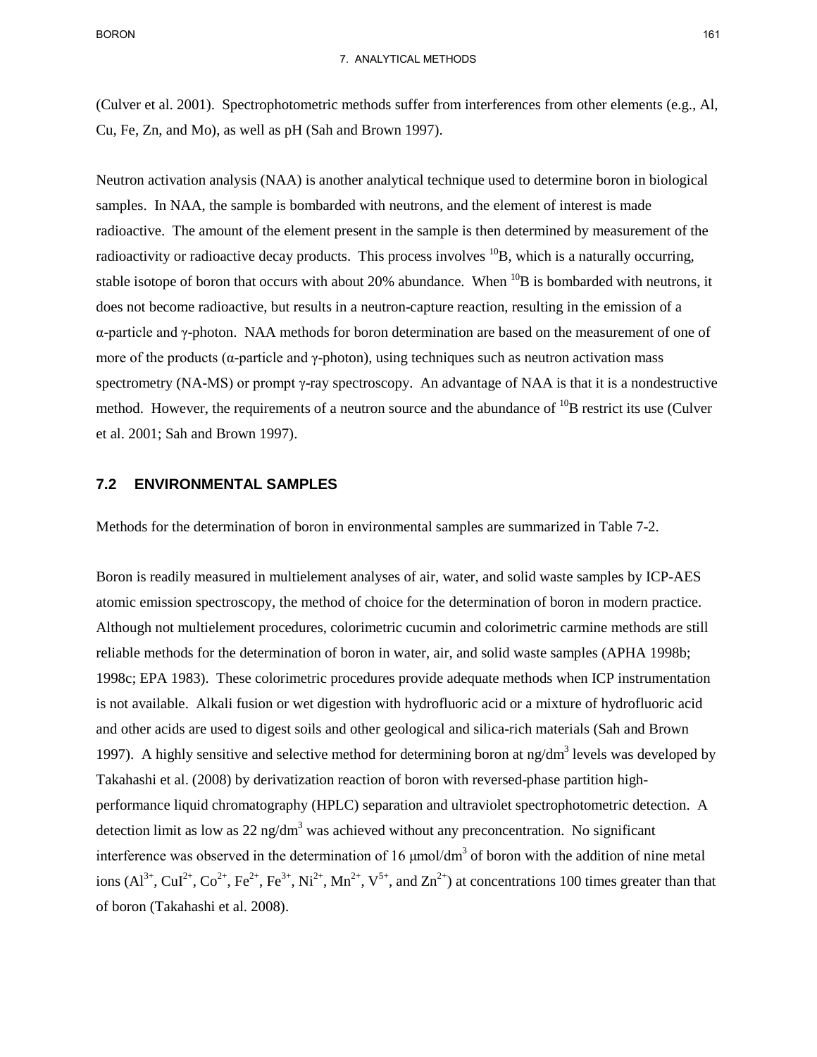(Culver et al. 2001). Spectrophotometric methods suffer from interferences from other elements (e.g., Al, Cu, Fe, Zn, and Mo), as well as pH (Sah and Brown 1997).

Neutron activation analysis (NAA) is another analytical technique used to determine boron in biological samples. In NAA, the sample is bombarded with neutrons, and the element of interest is made radioactive. The amount of the element present in the sample is then determined by measurement of the radioactivity or radioactive decay products. This process involves $^{10}B$, which is a naturally occurring, stable isotope of boron that occurs with about 20% abundance. When $^{10}B$ is bombarded with neutrons, it does not become radioactive, but results in a neutron-capture reaction, resulting in the emission of a α-particle and γ-photon. NAA methods for boron determination are based on the measurement of one of more of the products (α-particle and γ-photon), using techniques such as neutron activation mass spectrometry (NA-MS) or prompt γ-ray spectroscopy. An advantage of NAA is that it is a nondestructive method. However, the requirements of a neutron source and the abundance of $^{10}B$ restrict its use (Culver et al. 2001; Sah and Brown 1997).

## 7.2 ENVIRONMENTAL SAMPLES

Methods for the determination of boron in environmental samples are summarized in Table 7-2.

Boron is readily measured in multielement analyses of air, water, and solid waste samples by ICP-AES atomic emission spectroscopy, the method of choice for the determination of boron in modern practice. Although not multielement procedures, colorimetric cucumin and colorimetric carmine methods are still reliable methods for the determination of boron in water, air, and solid waste samples (APHA 1998b; 1998c; EPA 1983). These colorimetric procedures provide adequate methods when ICP instrumentation is not available. Alkali fusion or wet digestion with hydrofluoric acid or a mixture of hydrofluoric acid and other acids are used to digest soils and other geological and silica-rich materials (Sah and Brown 1997). A highly sensitive and selective method for determining boron at $ng/dm^3$ levels was developed by Takahashi et al. (2008) by derivatization reaction of boron with reversed-phase partition high-performance liquid chromatography (HPLC) separation and ultraviolet spectrophotometric detection. A detection limit as low as 22 $ng/dm^3$ was achieved without any preconcentration. No significant interference was observed in the determination of 16 $\mu mol/dm^3$ of boron with the addition of nine metal ions ($Al^{3+}$, $CuI^{2+}$, $Co^{2+}$, $Fe^{2+}$, $Fe^{3+}$, $Ni^{2+}$, $Mn^{2+}$, $V^{5+}$, and $Zn^{2+}$) at concentrations 100 times greater than that of boron (Takahashi et al. 2008).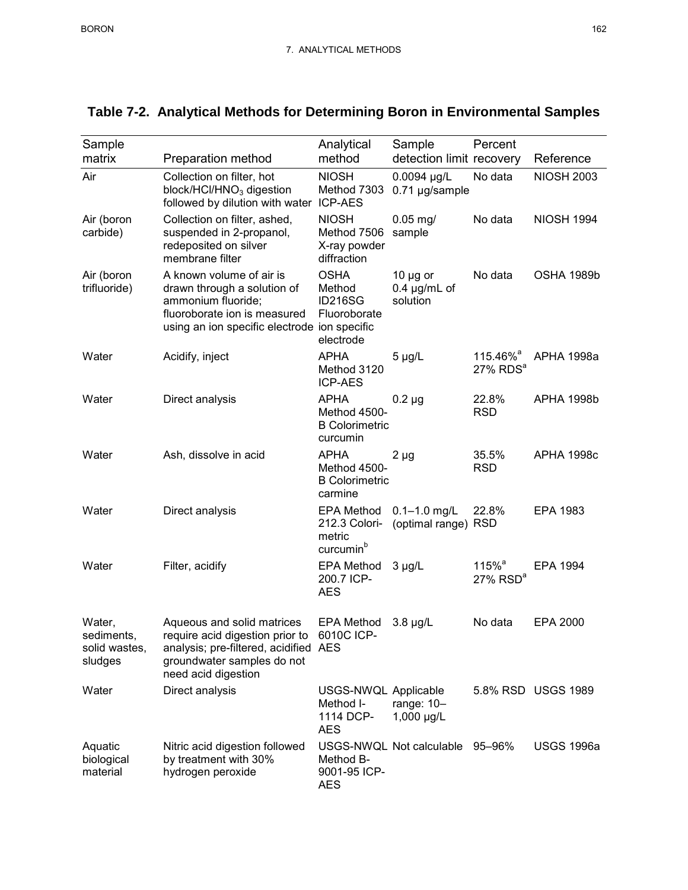## Table 7-2. Analytical Methods for Determining Boron in Environmental Samples

| Sample matrix | Preparation method | Analytical method | Sample detection limit | Percent recovery | Reference |
|---|---|---|---|---|---|
| Air | Collection on filter, hot block/HCl/$HNO_3$ digestion followed by dilution with water | NIOSH Method 7303 ICP-AES | 0.0094 μg/L 0.71 μg/sample | No data | NIOSH 2003 |
| Air (boron carbide) | Collection on filter, ashed, suspended in 2-propanol, redeposited on silver membrane filter | NIOSH Method 7506 X-ray powder diffraction | 0.05 mg/ sample | No data | NIOSH 1994 |
| Air (boron trifluoride) | A known volume of air is drawn through a solution of ammonium fluoride; fluoroborate ion is measured using an ion specific electrode | OSHA Method ID216SG Fluoroborate ion specific electrode | 10 μg or 0.4 μg/mL of solution | No data | OSHA 1989b |
| Water | Acidify, inject | APHA Method 3120 ICP-AES | 5 μg/L | 115.46%[a] 27% RDS[a] | APHA 1998a |
| Water | Direct analysis | APHA Method 4500-B Colorimetric curcumin | 0.2 μg | 22.8% RSD | APHA 1998b |
| Water | Ash, dissolve in acid | APHA Method 4500-B Colorimetric carmine | 2 μg | 35.5% RSD | APHA 1998c |
| Water | Direct analysis | EPA Method 212.3 Colorimetric curcumin[b] | 0.1–1.0 mg/L (optimal range) | 22.8% RSD | EPA 1983 |
| Water | Filter, acidify | EPA Method 200.7 ICP-AES | 3 μg/L | 115%[a] 27% RSD[a] | EPA 1994 |
| Water, sediments, solid wastes, sludges | Aqueous and solid matrices require acid digestion prior to analysis; pre-filtered, acidified groundwater samples do not need acid digestion | EPA Method 6010C ICP-AES | 3.8 μg/L | No data | EPA 2000 |
| Water | Direct analysis | USGS-NWQL Method I-1114 DCP-AES | Applicable range: 10–1,000 μg/L | 5.8% RSD | USGS 1989 |
| Aquatic biological material | Nitric acid digestion followed by treatment with 30% hydrogen peroxide | USGS-NWQL Method B-9001-95 ICP-AES | Not calculable | 95–96% | USGS 1996a |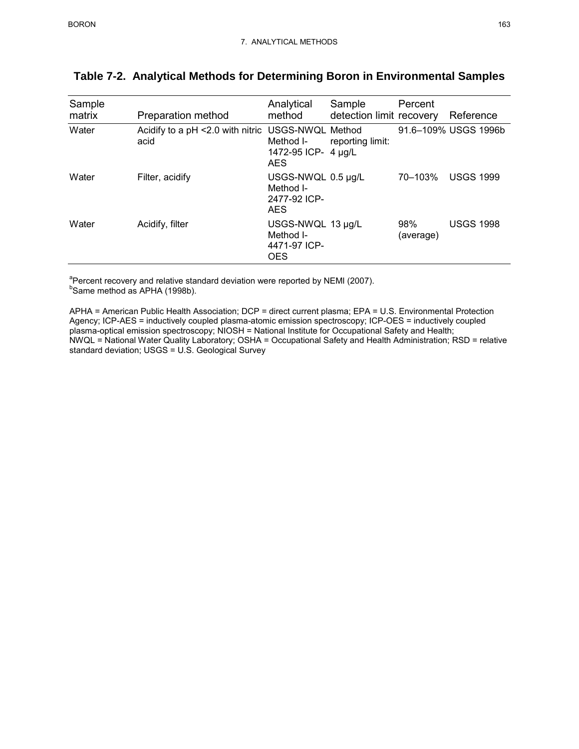**Table 7-2. Analytical Methods for Determining Boron in Environmental Samples**

| Sample matrix | Preparation method | Analytical method | Sample detection limit | Percent recovery | Reference |
|---|---|---|---|---|---|
| Water | Acidify to a pH <2.0 with nitric acid | USGS-NWQL Method I-1472-95 ICP-AES | Method reporting limit: 4 μg/L | 91.6–109% | USGS 1996b |
| Water | Filter, acidify | USGS-NWQL Method I-2477-92 ICP-AES | 0.5 μg/L | 70–103% | USGS 1999 |
| Water | Acidify, filter | USGS-NWQL Method I-4471-97 ICP-OES | 13 μg/L | 98% (average) | USGS 1998 |

[a]Percent recovery and relative standard deviation were reported by NEMI (2007).
[b]Same method as APHA (1998b).

APHA = American Public Health Association; DCP = direct current plasma; EPA = U.S. Environmental Protection Agency; ICP-AES = inductively coupled plasma-atomic emission spectroscopy; ICP-OES = inductively coupled plasma-optical emission spectroscopy; NIOSH = National Institute for Occupational Safety and Health; NWQL = National Water Quality Laboratory; OSHA = Occupational Safety and Health Administration; RSD = relative standard deviation; USGS = U.S. Geological Survey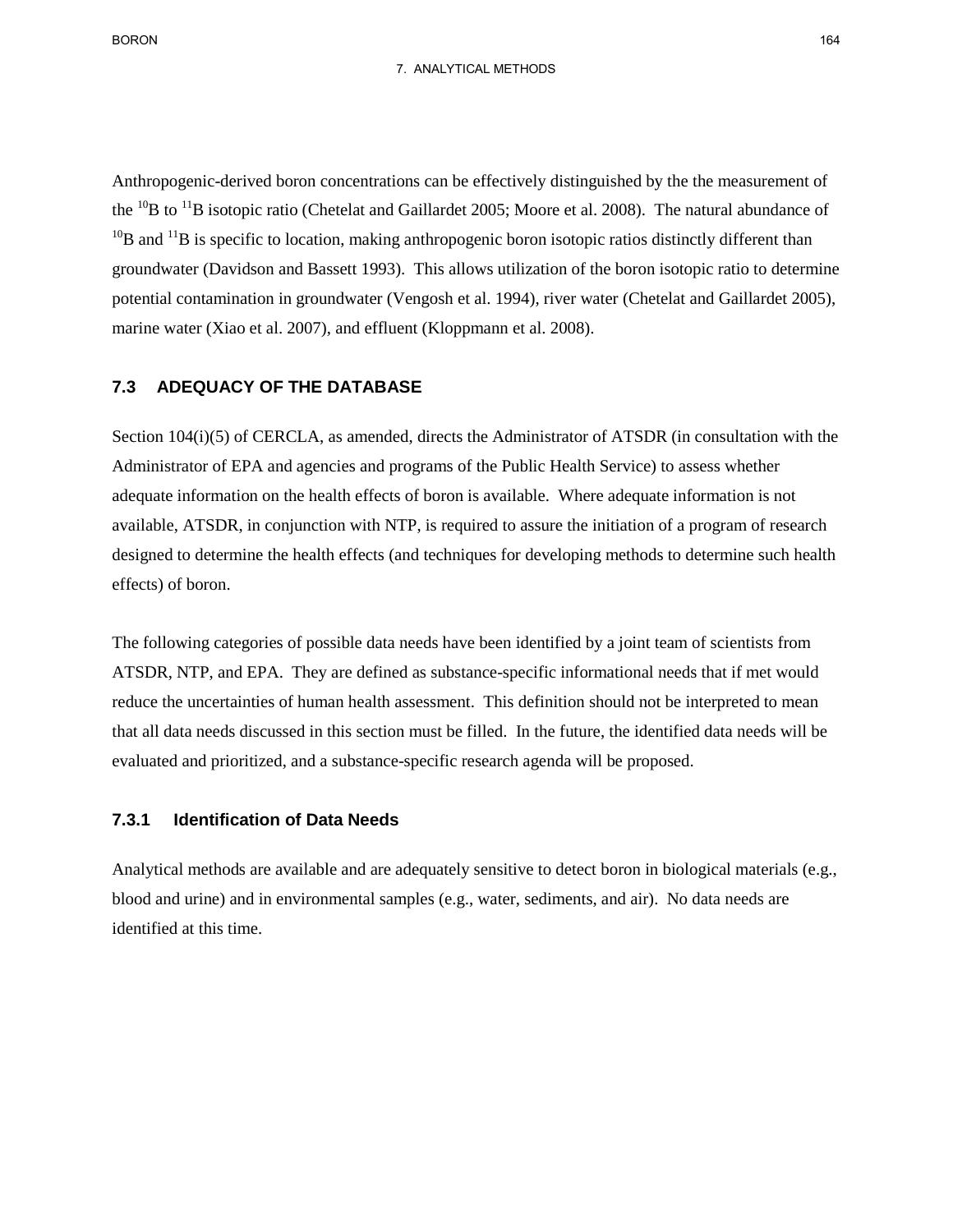Anthropogenic-derived boron concentrations can be effectively distinguished by the the measurement of the $^{10}B$ to $^{11}B$ isotopic ratio (Chetelat and Gaillardet 2005; Moore et al. 2008). The natural abundance of $^{10}B$ and $^{11}B$ is specific to location, making anthropogenic boron isotopic ratios distinctly different than groundwater (Davidson and Bassett 1993). This allows utilization of the boron isotopic ratio to determine potential contamination in groundwater (Vengosh et al. 1994), river water (Chetelat and Gaillardet 2005), marine water (Xiao et al. 2007), and effluent (Kloppmann et al. 2008).

## 7.3 ADEQUACY OF THE DATABASE

Section 104(i)(5) of CERCLA, as amended, directs the Administrator of ATSDR (in consultation with the Administrator of EPA and agencies and programs of the Public Health Service) to assess whether adequate information on the health effects of boron is available. Where adequate information is not available, ATSDR, in conjunction with NTP, is required to assure the initiation of a program of research designed to determine the health effects (and techniques for developing methods to determine such health effects) of boron.

The following categories of possible data needs have been identified by a joint team of scientists from ATSDR, NTP, and EPA. They are defined as substance-specific informational needs that if met would reduce the uncertainties of human health assessment. This definition should not be interpreted to mean that all data needs discussed in this section must be filled. In the future, the identified data needs will be evaluated and prioritized, and a substance-specific research agenda will be proposed.

### 7.3.1 Identification of Data Needs

Analytical methods are available and are adequately sensitive to detect boron in biological materials (e.g., blood and urine) and in environmental samples (e.g., water, sediments, and air). No data needs are identified at this time.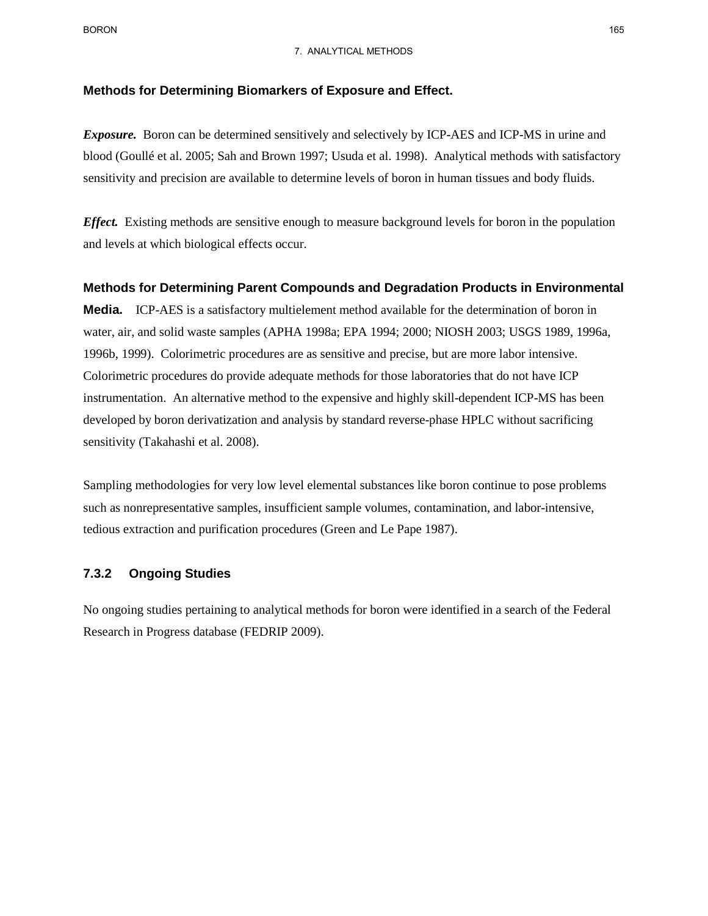**Methods for Determining Biomarkers of Exposure and Effect.**

***Exposure.*** Boron can be determined sensitively and selectively by ICP-AES and ICP-MS in urine and blood (Goullé et al. 2005; Sah and Brown 1997; Usuda et al. 1998). Analytical methods with satisfactory sensitivity and precision are available to determine levels of boron in human tissues and body fluids.

***Effect.*** Existing methods are sensitive enough to measure background levels for boron in the population and levels at which biological effects occur.

**Methods for Determining Parent Compounds and Degradation Products in Environmental Media.** ICP-AES is a satisfactory multielement method available for the determination of boron in water, air, and solid waste samples (APHA 1998a; EPA 1994; 2000; NIOSH 2003; USGS 1989, 1996a, 1996b, 1999). Colorimetric procedures are as sensitive and precise, but are more labor intensive. Colorimetric procedures do provide adequate methods for those laboratories that do not have ICP instrumentation. An alternative method to the expensive and highly skill-dependent ICP-MS has been developed by boron derivatization and analysis by standard reverse-phase HPLC without sacrificing sensitivity (Takahashi et al. 2008).

Sampling methodologies for very low level elemental substances like boron continue to pose problems such as nonrepresentative samples, insufficient sample volumes, contamination, and labor-intensive, tedious extraction and purification procedures (Green and Le Pape 1987).

### 7.3.2 Ongoing Studies

No ongoing studies pertaining to analytical methods for boron were identified in a search of the Federal Research in Progress database (FEDRIP 2009).